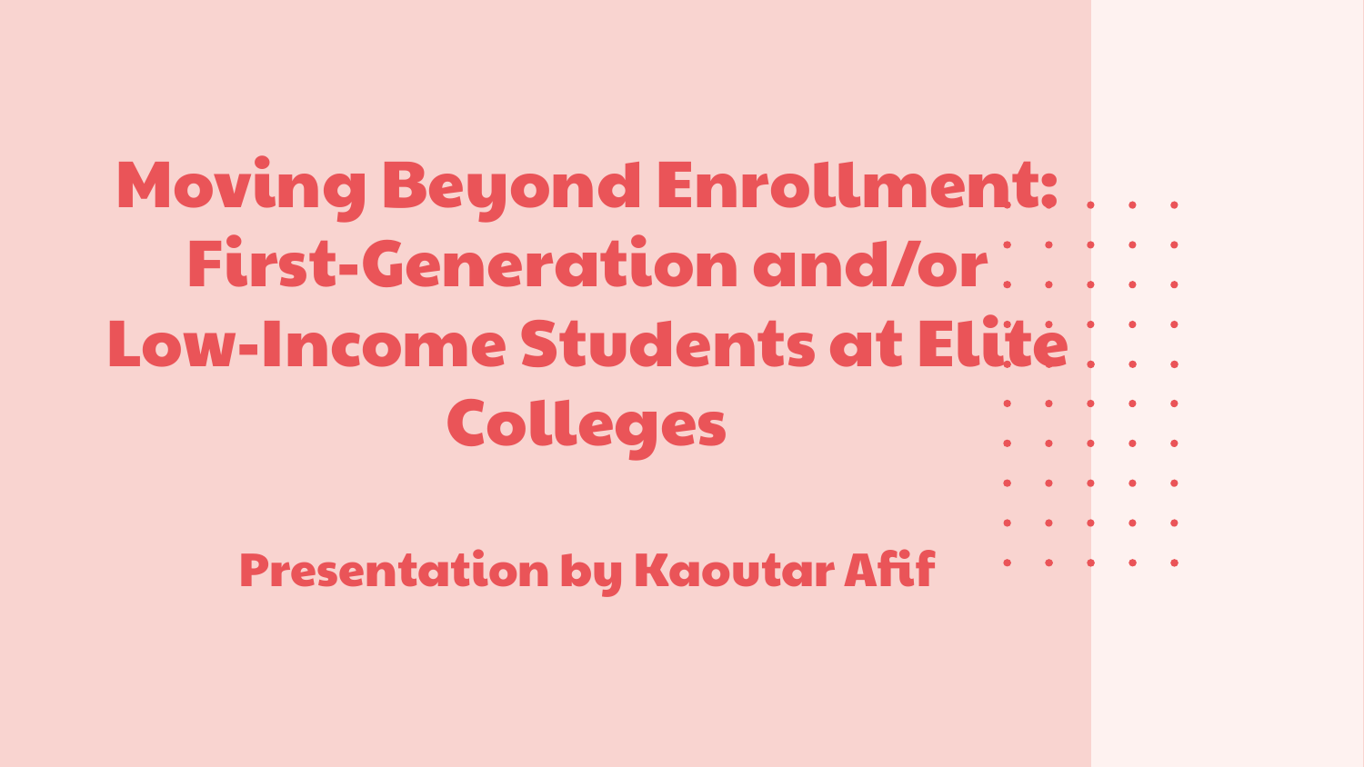# Moving Beyond Enrollment: First-Generation and/or Low-Income Students at Elite Colleges

**Presentation by Kaoutar Afif**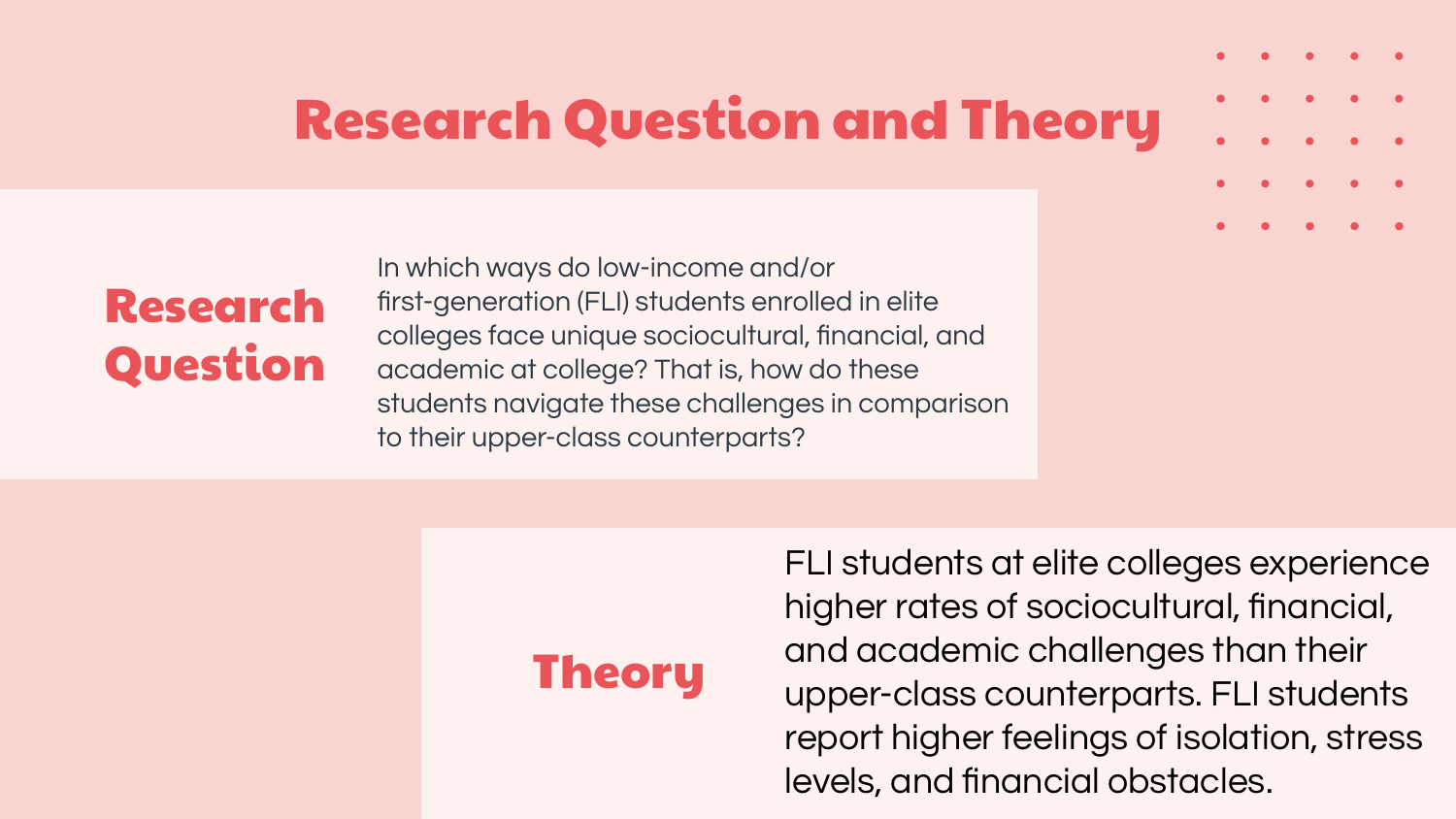# Research Question and Theory

## Research Question

In which ways do low-income and/or first-generation (FLI) students enrolled in elite colleges face unique sociocultural, financial, and academic at college? That is, how do these students navigate these challenges in comparison to their upper-class counterparts?

## Theory

FLI students at elite colleges experience higher rates of sociocultural, financial, and academic challenges than their upper-class counterparts. FLI students report higher feelings of isolation, stress levels, and financial obstacles.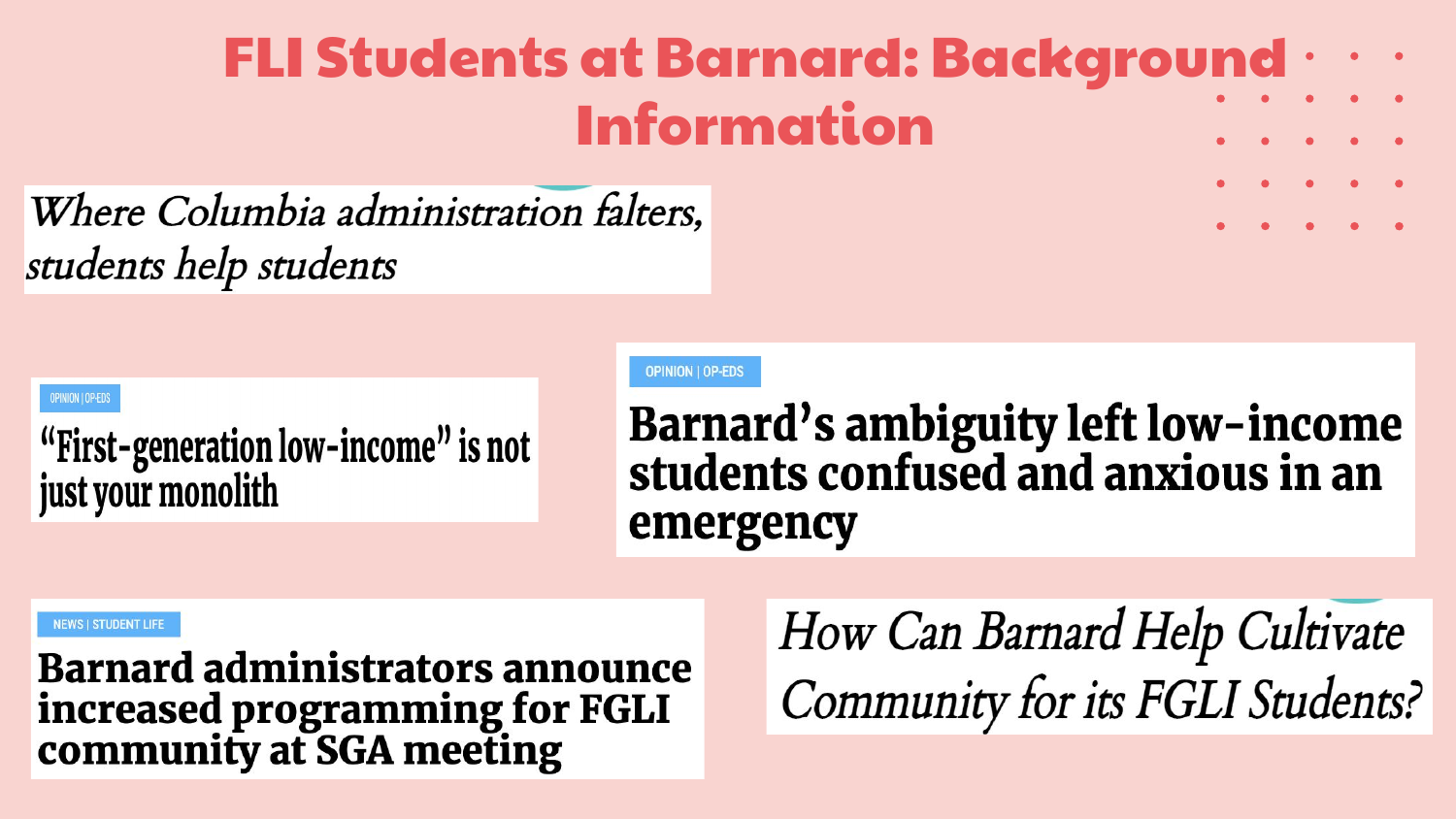# FLI Students at Barnard: Background Information

*Where Columbia administration falters, students help students*

OPINION | OP-EDS

**"First-generation low-income" is not just your monolith**

OPINION | OP-EDS

**Barnard's ambiguity left low-income students confused and anxious in an emergency**

NEWS | STUDENT LIFE

**Barnard administrators announce increased programming for FGLI community at SGA meeting**

*How Can Barnard Help Cultivate Community for its FGLI Students?*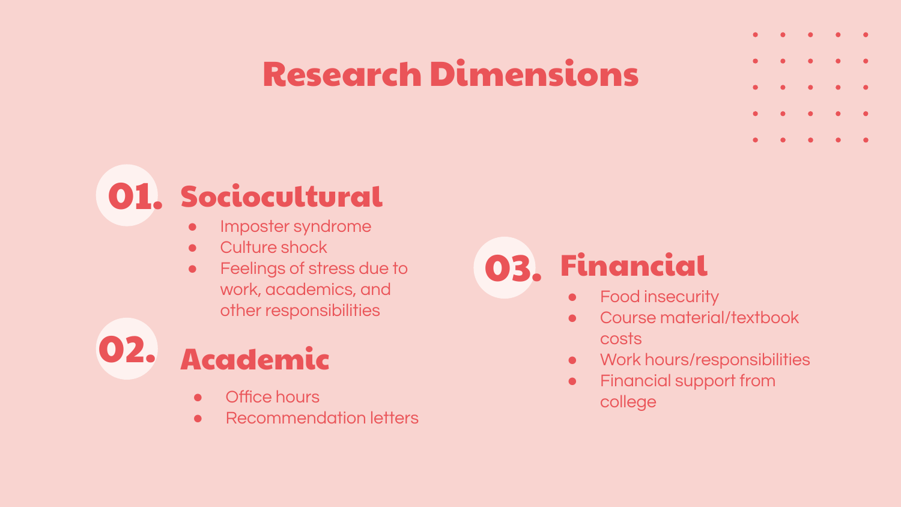# Research Dimensions

## 01. Sociocultural

- Imposter syndrome
- Culture shock
- Feelings of stress due to work, academics, and other responsibilities

## 02. Academic

- Office hours
- Recommendation letters

## 03. Financial

- Food insecurity
- Course material/textbook costs
- Work hours/responsibilities
- Financial support from college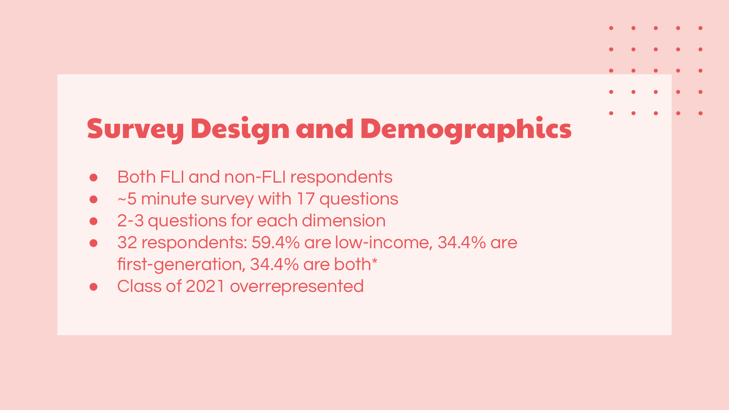# Survey Design and Demographics

- Both FLI and non-FLI respondents
- ~5 minute survey with 17 questions
- 2-3 questions for each dimension
- 32 respondents: 59.4% are low-income, 34.4% are first-generation, 34.4% are both*
- Class of 2021 overrepresented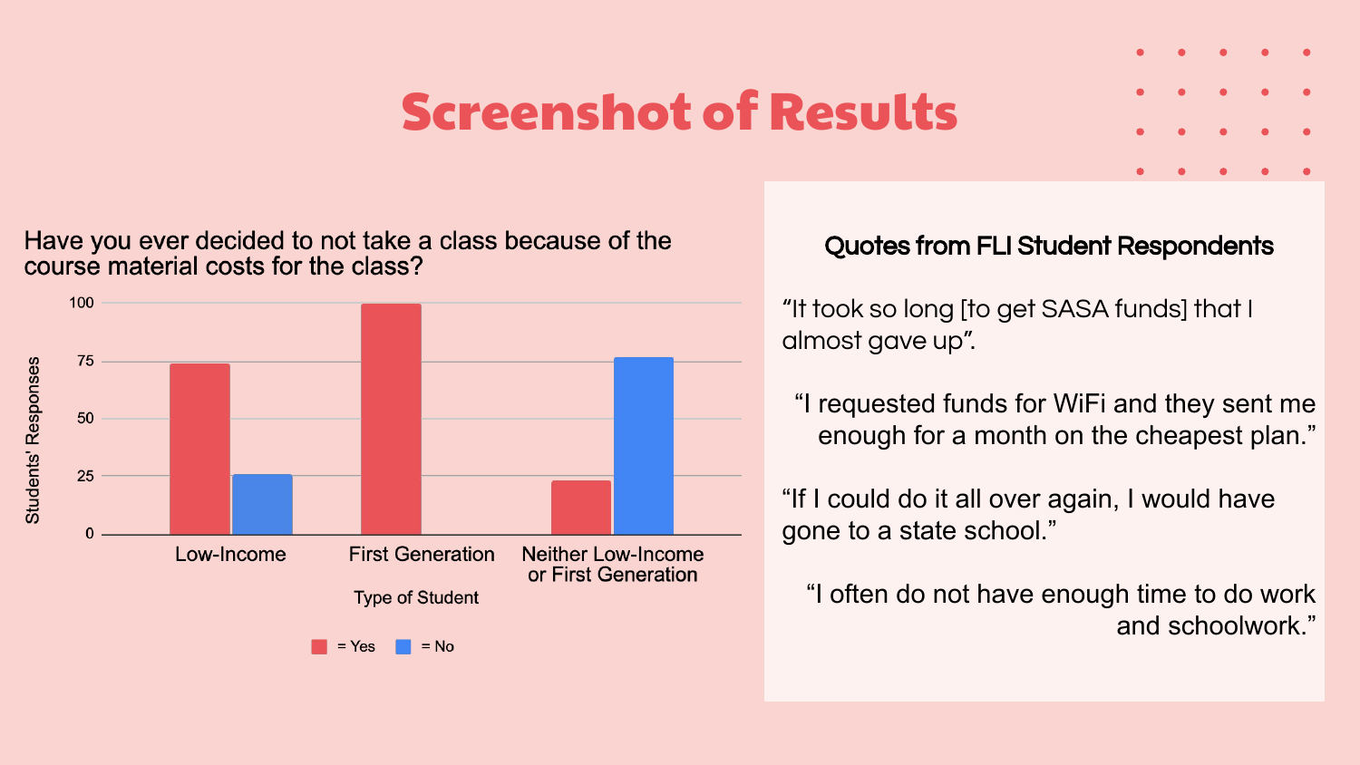# Screenshot of Results

**Have you ever decided to not take a class because of the course material costs for the class?**

| Type of Student | Yes | No |
|---|---|---|
| Low-Income | ~74 | ~26 |
| First Generation | ~100 | 0 |
| Neither Low-Income or First Generation | ~23 | ~77 |

Y-axis: Students' Responses (0–100)
X-axis: Type of Student
Legend: = Yes, = No

## Quotes from FLI Student Respondents

"It took so long [to get SASA funds] that I almost gave up".

"I requested funds for WiFi and they sent me enough for a month on the cheapest plan."

"If I could do it all over again, I would have gone to a state school."

"I often do not have enough time to do work and schoolwork."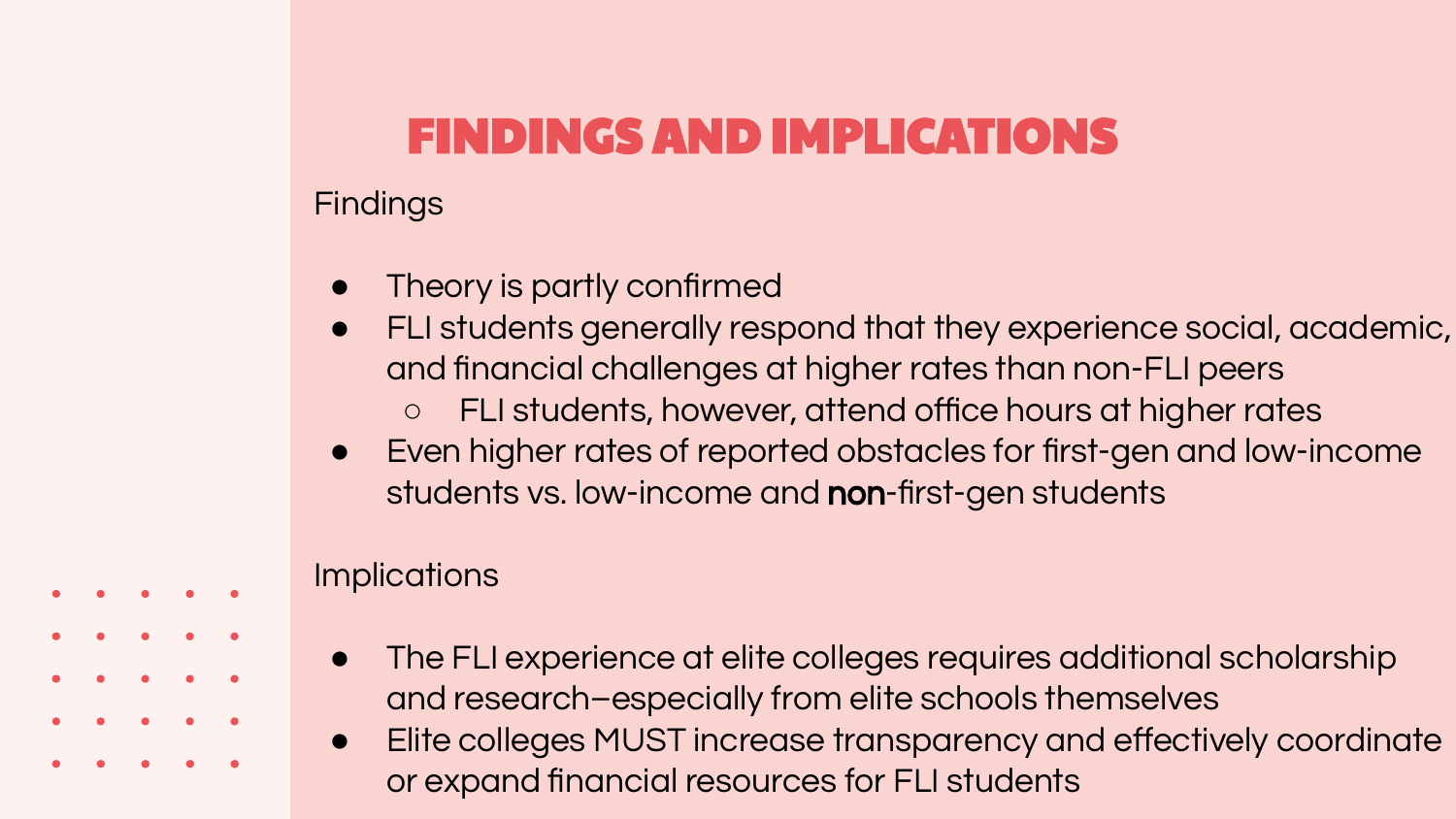# FINDINGS AND IMPLICATIONS

Findings

- Theory is partly confirmed
- FLI students generally respond that they experience social, academic, and financial challenges at higher rates than non-FLI peers
  - FLI students, however, attend office hours at higher rates
- Even higher rates of reported obstacles for first-gen and low-income students vs. low-income and **non**-first-gen students

Implications

- The FLI experience at elite colleges requires additional scholarship and research—especially from elite schools themselves
- Elite colleges MUST increase transparency and effectively coordinate or expand financial resources for FLI students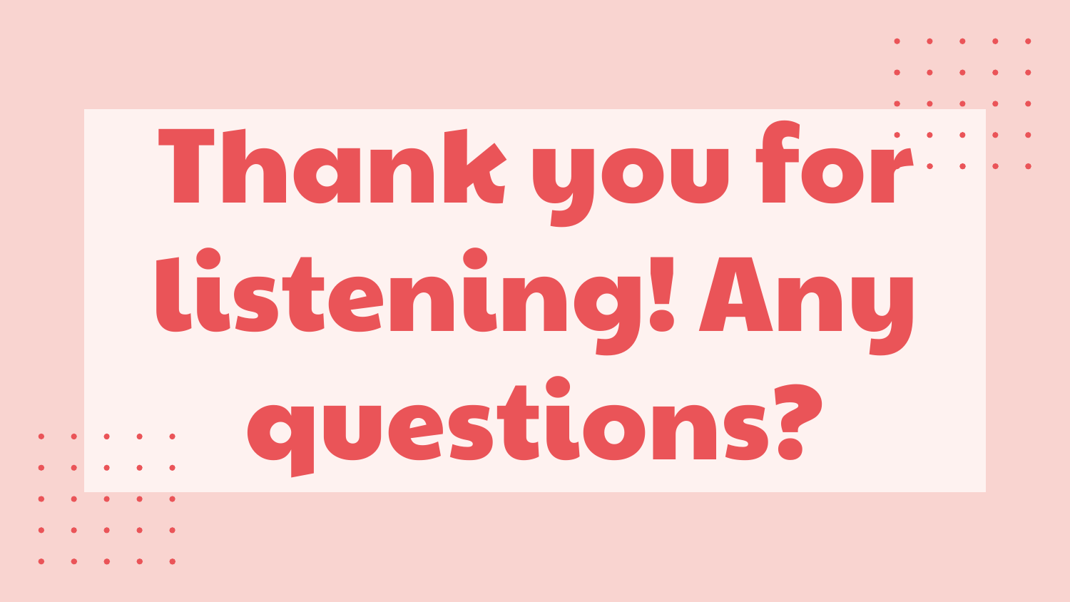# Thank you for listening! Any questions?